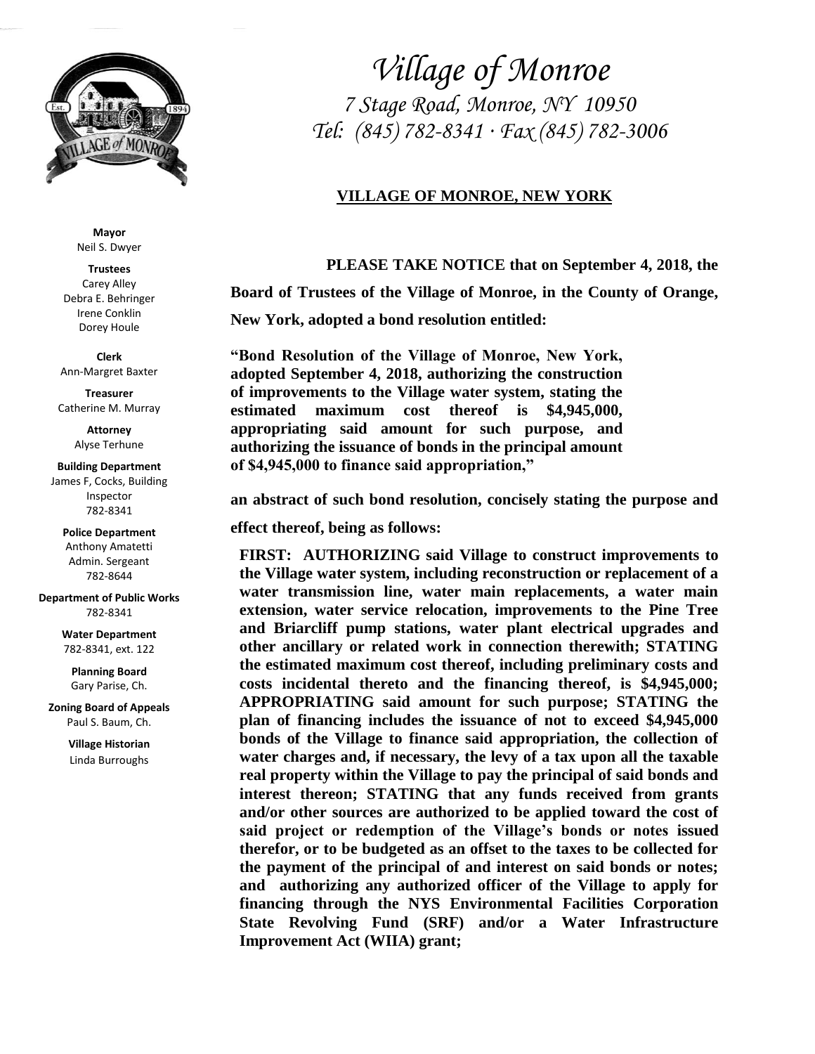# Village of Monroe

*7 Stage Road, Monroe, NY 10950*

*Tel: (845) 782-8341 · Fax (845) 782-3006*

**Mayor**
Neil S. Dwyer

**Trustees**
Carey Alley
Debra E. Behringer
Irene Conklin
Dorey Houle

**Clerk**
Ann-Margret Baxter

**Treasurer**
Catherine M. Murray

**Attorney**
Alyse Terhune

**Building Department**
James F, Cocks, Building Inspector
782-8341

**Police Department**
Anthony Amatetti
Admin. Sergeant
782-8644

**Department of Public Works**
782-8341

**Water Department**
782-8341, ext. 122

**Planning Board**
Gary Parise, Ch.

**Zoning Board of Appeals**
Paul S. Baum, Ch.

**Village Historian**
Linda Burroughs

## VILLAGE OF MONROE, NEW YORK

**PLEASE TAKE NOTICE that on September 4, 2018, the Board of Trustees of the Village of Monroe, in the County of Orange, New York, adopted a bond resolution entitled:**

**"Bond Resolution of the Village of Monroe, New York, adopted September 4, 2018, authorizing the construction of improvements to the Village water system, stating the estimated maximum cost thereof is $4,945,000, appropriating said amount for such purpose, and authorizing the issuance of bonds in the principal amount of $4,945,000 to finance said appropriation,"**

**an abstract of such bond resolution, concisely stating the purpose and effect thereof, being as follows:**

**FIRST: AUTHORIZING said Village to construct improvements to the Village water system, including reconstruction or replacement of a water transmission line, water main replacements, a water main extension, water service relocation, improvements to the Pine Tree and Briarcliff pump stations, water plant electrical upgrades and other ancillary or related work in connection therewith; STATING the estimated maximum cost thereof, including preliminary costs and costs incidental thereto and the financing thereof, is $4,945,000; APPROPRIATING said amount for such purpose; STATING the plan of financing includes the issuance of not to exceed $4,945,000 bonds of the Village to finance said appropriation, the collection of water charges and, if necessary, the levy of a tax upon all the taxable real property within the Village to pay the principal of said bonds and interest thereon; STATING that any funds received from grants and/or other sources are authorized to be applied toward the cost of said project or redemption of the Village's bonds or notes issued therefor, or to be budgeted as an offset to the taxes to be collected for the payment of the principal of and interest on said bonds or notes; and authorizing any authorized officer of the Village to apply for financing through the NYS Environmental Facilities Corporation State Revolving Fund (SRF) and/or a Water Infrastructure Improvement Act (WIIA) grant;**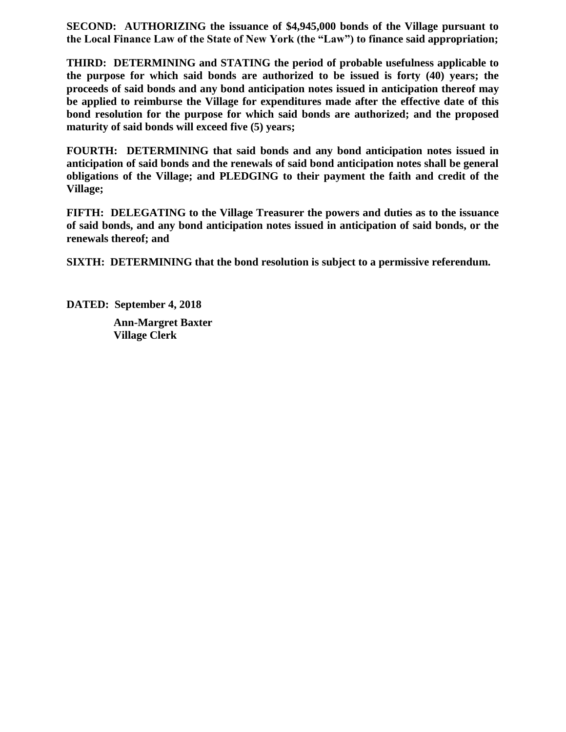**SECOND: AUTHORIZING the issuance of $4,945,000 bonds of the Village pursuant to the Local Finance Law of the State of New York (the "Law") to finance said appropriation;**

**THIRD: DETERMINING and STATING the period of probable usefulness applicable to the purpose for which said bonds are authorized to be issued is forty (40) years; the proceeds of said bonds and any bond anticipation notes issued in anticipation thereof may be applied to reimburse the Village for expenditures made after the effective date of this bond resolution for the purpose for which said bonds are authorized; and the proposed maturity of said bonds will exceed five (5) years;**

**FOURTH: DETERMINING that said bonds and any bond anticipation notes issued in anticipation of said bonds and the renewals of said bond anticipation notes shall be general obligations of the Village; and PLEDGING to their payment the faith and credit of the Village;**

**FIFTH: DELEGATING to the Village Treasurer the powers and duties as to the issuance of said bonds, and any bond anticipation notes issued in anticipation of said bonds, or the renewals thereof; and**

**SIXTH: DETERMINING that the bond resolution is subject to a permissive referendum.**

**DATED: September 4, 2018**

**Ann-Margret Baxter**
**Village Clerk**